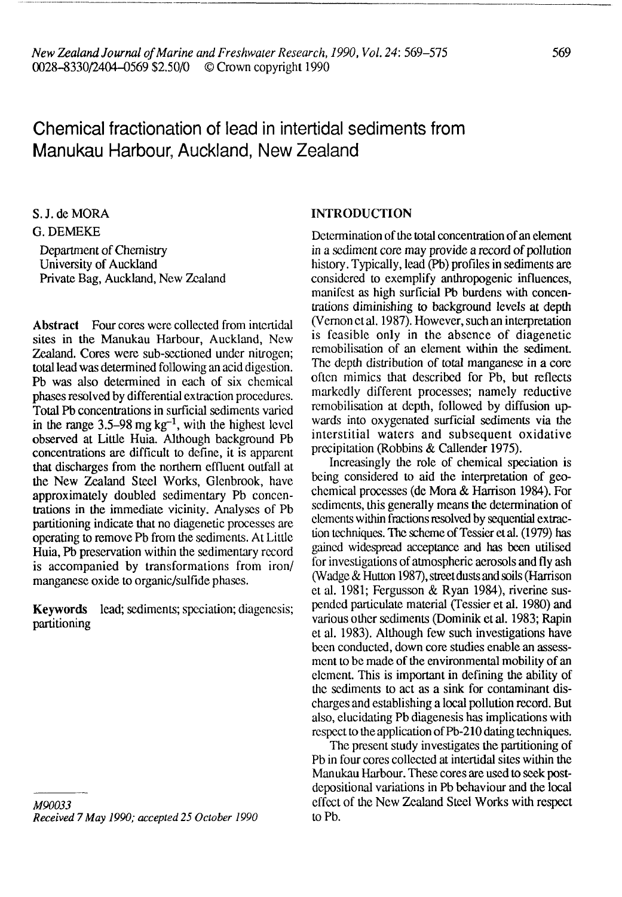# Chemical fractionation of lead in intertidal sediments from Manukau Harbour, Auckland, New Zealand

S. J. de MORA

G. DEMEKE

Department of Chemistry
University of Auckland
Private Bag, Auckland, New Zealand

**Abstract** Four cores were collected from intertidal sites in the Manukau Harbour, Auckland, New Zealand. Cores were sub-sectioned under nitrogen; total lead was determined following an acid digestion. Pb was also determined in each of six chemical phases resolved by differential extraction procedures. Total Pb concentrations in surficial sediments varied in the range 3.5–98 mg $kg^{-1}$, with the highest level observed at Little Huia. Although background Pb concentrations are difficult to define, it is apparent that discharges from the northern effluent outfall at the New Zealand Steel Works, Glenbrook, have approximately doubled sedimentary Pb concentrations in the immediate vicinity. Analyses of Pb partitioning indicate that no diagenetic processes are operating to remove Pb from the sediments. At Little Huia, Pb preservation within the sedimentary record is accompanied by transformations from iron/manganese oxide to organic/sulfide phases.

**Keywords** lead; sediments; speciation; diagenesis; partitioning

*M90033*
*Received 7 May 1990; accepted 25 October 1990*

## INTRODUCTION

Determination of the total concentration of an element in a sediment core may provide a record of pollution history. Typically, lead (Pb) profiles in sediments are considered to exemplify anthropogenic influences, manifest as high surficial Pb burdens with concentrations diminishing to background levels at depth (Vernon et al. 1987). However, such an interpretation is feasible only in the absence of diagenetic remobilisation of an element within the sediment. The depth distribution of total manganese in a core often mimics that described for Pb, but reflects markedly different processes; namely reductive remobilisation at depth, followed by diffusion upwards into oxygenated surficial sediments via the interstitial waters and subsequent oxidative precipitation (Robbins & Callender 1975).

Increasingly the role of chemical speciation is being considered to aid the interpretation of geochemical processes (de Mora & Harrison 1984). For sediments, this generally means the determination of elements within fractions resolved by sequential extraction techniques. The scheme of Tessier et al. (1979) has gained widespread acceptance and has been utilised for investigations of atmospheric aerosols and fly ash (Wadge & Hutton 1987), street dusts and soils (Harrison et al. 1981; Fergusson & Ryan 1984), riverine suspended particulate material (Tessier et al. 1980) and various other sediments (Dominik et al. 1983; Rapin et al. 1983). Although few such investigations have been conducted, down core studies enable an assessment to be made of the environmental mobility of an element. This is important in defining the ability of the sediments to act as a sink for contaminant discharges and establishing a local pollution record. But also, elucidating Pb diagenesis has implications with respect to the application of Pb-210 dating techniques.

The present study investigates the partitioning of Pb in four cores collected at intertidal sites within the Manukau Harbour. These cores are used to seek post-depositional variations in Pb behaviour and the local effect of the New Zealand Steel Works with respect to Pb.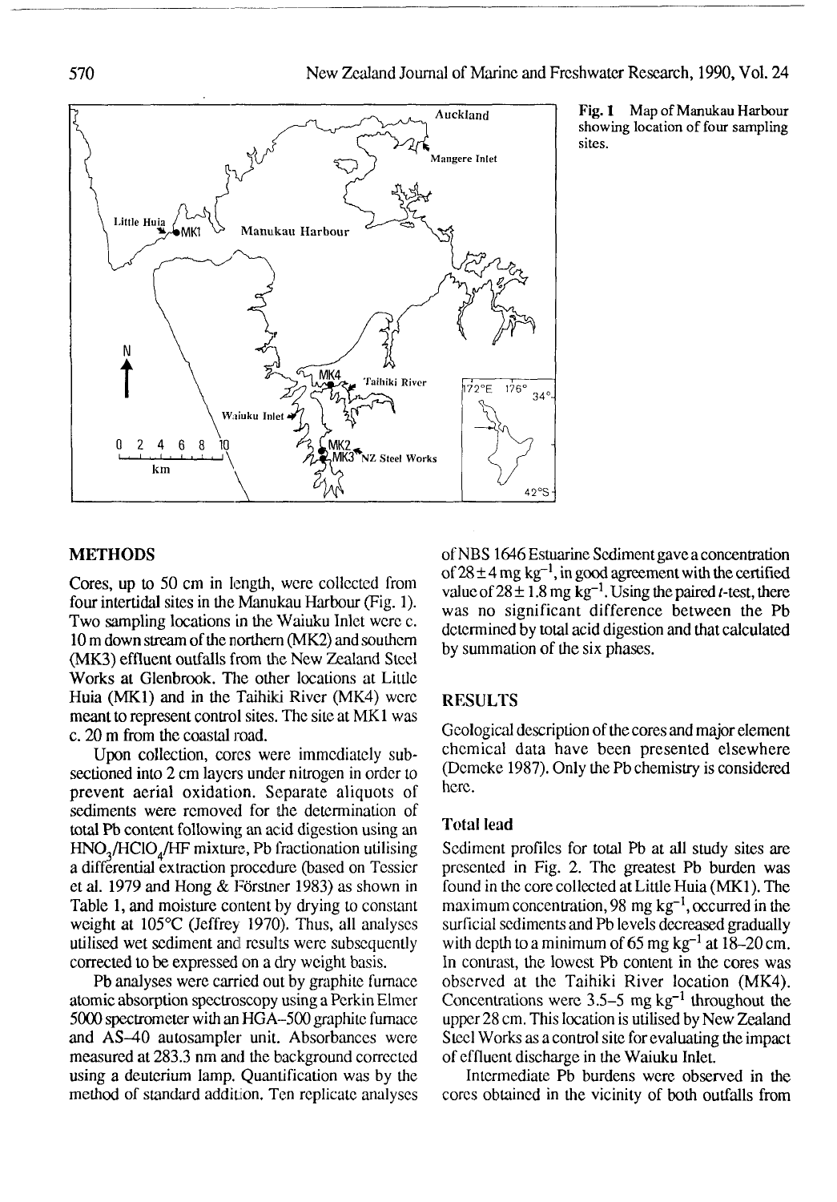**Fig. 1** Map of Manukau Harbour showing location of four sampling sites.

## METHODS

Cores, up to 50 cm in length, were collected from four intertidal sites in the Manukau Harbour (Fig. 1). Two sampling locations in the Waiuku Inlet were c. 10 m down stream of the northern (MK2) and southern (MK3) effluent outfalls from the New Zealand Steel Works at Glenbrook. The other locations at Little Huia (MK1) and in the Taihiki River (MK4) were meant to represent control sites. The site at MK1 was c. 20 m from the coastal road.

Upon collection, cores were immediately subsectioned into 2 cm layers under nitrogen in order to prevent aerial oxidation. Separate aliquots of sediments were removed for the determination of total Pb content following an acid digestion using an $HNO_3/HClO_4/HF$ mixture, Pb fractionation utilising a differential extraction procedure (based on Tessier et al. 1979 and Hong & Förstner 1983) as shown in Table 1, and moisture content by drying to constant weight at 105°C (Jeffrey 1970). Thus, all analyses utilised wet sediment and results were subsequently corrected to be expressed on a dry weight basis.

Pb analyses were carried out by graphite furnace atomic absorption spectroscopy using a Perkin Elmer 5000 spectrometer with an HGA-500 graphite furnace and AS-40 autosampler unit. Absorbances were measured at 283.3 nm and the background corrected using a deuterium lamp. Quantification was by the method of standard addition. Ten replicate analyses of NBS 1646 Estuarine Sediment gave a concentration of $28 \pm 4$ mg kg$^{-1}$, in good agreement with the certified value of $28 \pm 1.8$ mg kg$^{-1}$. Using the paired $t$-test, there was no significant difference between the Pb determined by total acid digestion and that calculated by summation of the six phases.

## RESULTS

Geological description of the cores and major element chemical data have been presented elsewhere (Demeke 1987). Only the Pb chemistry is considered here.

### Total lead

Sediment profiles for total Pb at all study sites are presented in Fig. 2. The greatest Pb burden was found in the core collected at Little Huia (MK1). The maximum concentration, 98 mg kg$^{-1}$, occurred in the surficial sediments and Pb levels decreased gradually with depth to a minimum of 65 mg kg$^{-1}$ at 18–20 cm. In contrast, the lowest Pb content in the cores was observed at the Taihiki River location (MK4). Concentrations were 3.5–5 mg kg$^{-1}$ throughout the upper 28 cm. This location is utilised by New Zealand Steel Works as a control site for evaluating the impact of effluent discharge in the Waiuku Inlet.

Intermediate Pb burdens were observed in the cores obtained in the vicinity of both outfalls from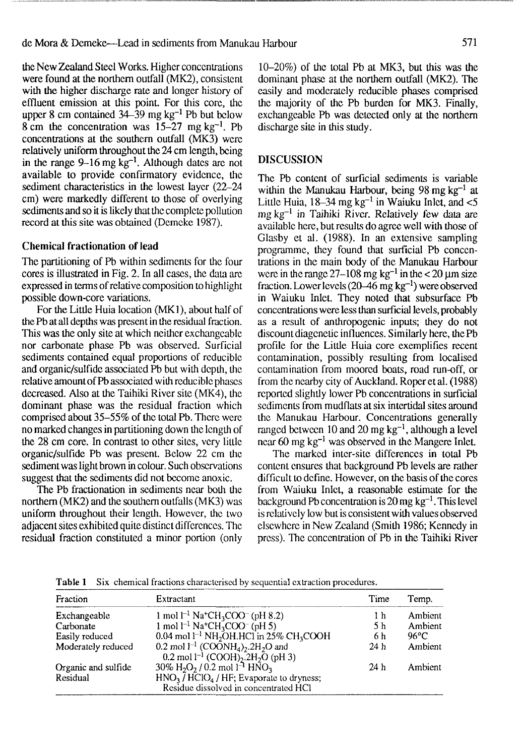the New Zealand Steel Works. Higher concentrations were found at the northern outfall (MK2), consistent with the higher discharge rate and longer history of effluent emission at this point. For this core, the upper 8 cm contained 34–39 mg $kg^{-1}$ Pb but below 8 cm the concentration was 15–27 mg $kg^{-1}$. Pb concentrations at the southern outfall (MK3) were relatively uniform throughout the 24 cm length, being in the range 9–16 mg $kg^{-1}$. Although dates are not available to provide confirmatory evidence, the sediment characteristics in the lowest layer (22–24 cm) were markedly different to those of overlying sediments and so it is likely that the complete pollution record at this site was obtained (Demeke 1987).

### Chemical fractionation of lead

The partitioning of Pb within sediments for the four cores is illustrated in Fig. 2. In all cases, the data are expressed in terms of relative composition to highlight possible down-core variations.

For the Little Huia location (MK1), about half of the Pb at all depths was present in the residual fraction. This was the only site at which neither exchangeable nor carbonate phase Pb was observed. Surficial sediments contained equal proportions of reducible and organic/sulfide associated Pb but with depth, the relative amount of Pb associated with reducible phases decreased. Also at the Taihiki River site (MK4), the dominant phase was the residual fraction which comprised about 35–55% of the total Pb. There were no marked changes in partitioning down the length of the 28 cm core. In contrast to other sites, very little organic/sulfide Pb was present. Below 22 cm the sediment was light brown in colour. Such observations suggest that the sediments did not become anoxic.

The Pb fractionation in sediments near both the northern (MK2) and the southern outfalls (MK3) was uniform throughout their length. However, the two adjacent sites exhibited quite distinct differences. The residual fraction constituted a minor portion (only 10–20%) of the total Pb at MK3, but this was the dominant phase at the northern outfall (MK2). The easily and moderately reducible phases comprised the majority of the Pb burden for MK3. Finally, exchangeable Pb was detected only at the northern discharge site in this study.

## DISCUSSION

The Pb content of surficial sediments is variable within the Manukau Harbour, being 98 mg $kg^{-1}$ at Little Huia, 18–34 mg $kg^{-1}$ in Waiuku Inlet, and <5 mg $kg^{-1}$ in Taihiki River. Relatively few data are available here, but results do agree well with those of Glasby et al. (1988). In an extensive sampling programme, they found that surficial Pb concentrations in the main body of the Manukau Harbour were in the range 27–108 mg $kg^{-1}$ in the < 20 μm size fraction. Lower levels (20–46 mg $kg^{-1}$) were observed in Waiuku Inlet. They noted that subsurface Pb concentrations were less than surficial levels, probably as a result of anthropogenic inputs; they do not discount diagenetic influences. Similarly here, the Pb profile for the Little Huia core exemplifies recent contamination, possibly resulting from localised contamination from moored boats, road run-off, or from the nearby city of Auckland. Roper et al. (1988) reported slightly lower Pb concentrations in surficial sediments from mudflats at six intertidal sites around the Manukau Harbour. Concentrations generally ranged between 10 and 20 mg $kg^{-1}$, although a level near 60 mg $kg^{-1}$ was observed in the Mangere Inlet.

The marked inter-site differences in total Pb content ensures that background Pb levels are rather difficult to define. However, on the basis of the cores from Waiuku Inlet, a reasonable estimate for the background Pb concentration is 20 mg $kg^{-1}$. This level is relatively low but is consistent with values observed elsewhere in New Zealand (Smith 1986; Kennedy in press). The concentration of Pb in the Taihiki River

**Table 1** Six chemical fractions characterised by sequential extraction procedures.

| Fraction | Extractant | Time | Temp. |
|---|---|---|---|
| Exchangeable | 1 mol $l^{-1}$ $Na^+CH_3COO^-$ (pH 8.2) | 1 h | Ambient |
| Carbonate | 1 mol $l^{-1}$ $Na^+CH_3COO^-$ (pH 5) | 5 h | Ambient |
| Easily reduced | 0.04 mol $l^{-1}$ $NH_2OH.HCl$ in 25% $CH_3COOH$ | 6 h | 96°C |
| Moderately reduced | 0.2 mol $l^{-1}$ $(COONH_4)_2.2H_2O$ and 0.2 mol $l^{-1}$ $(COOH)_2.2H_2O$ (pH 3) | 24 h | Ambient |
| Organic and sulfide | 30% $H_2O_2$ / 0.2 mol $l^{-1}$ $HNO_3$ | 24 h | Ambient |
| Residual | $HNO_3$ / $HClO_4$ / HF; Evaporate to dryness; Residue dissolved in concentrated HCl | | |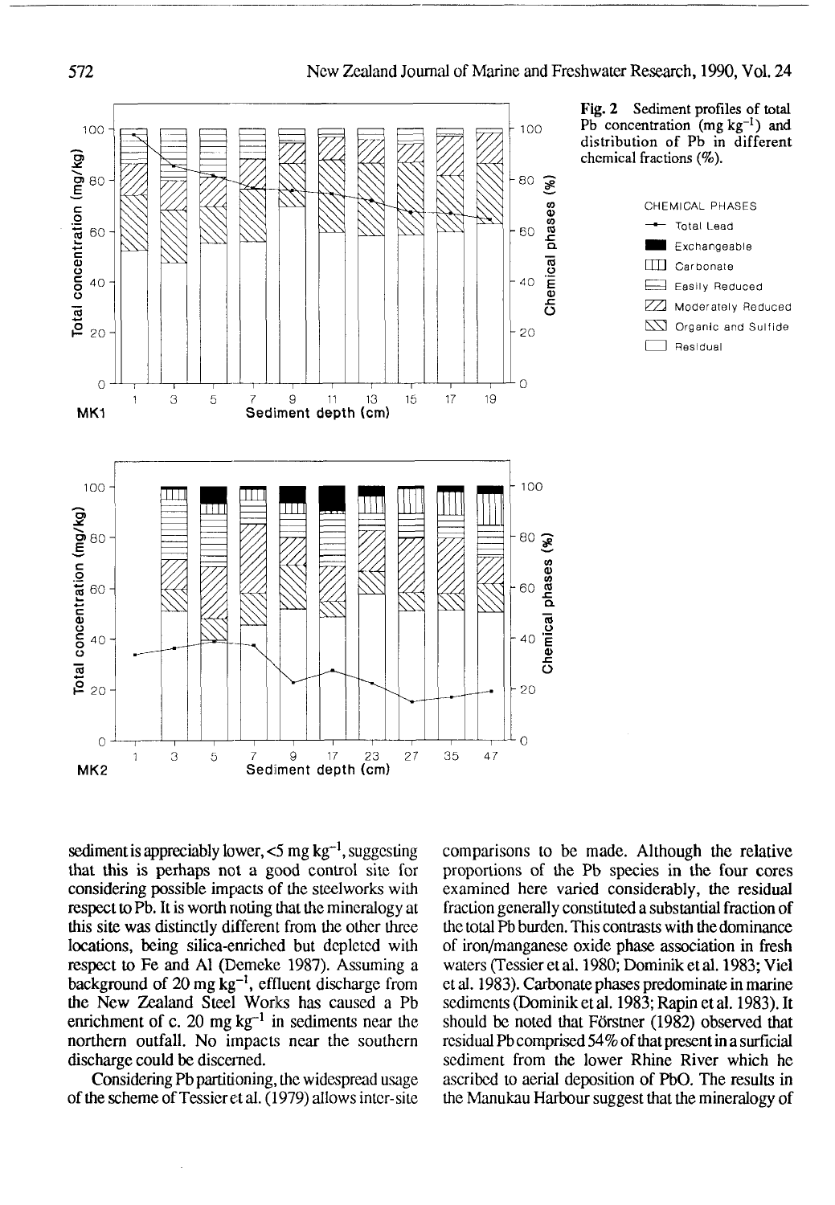Fig. 2 Sediment profiles of total Pb concentration (mg $kg^{-1}$) and distribution of Pb in different chemical fractions (%).

sediment is appreciably lower, <5 mg $kg^{-1}$, suggesting that this is perhaps not a good control site for considering possible impacts of the steelworks with respect to Pb. It is worth noting that the mineralogy at this site was distinctly different from the other three locations, being silica-enriched but depleted with respect to Fe and Al (Demeke 1987). Assuming a background of 20 mg $kg^{-1}$, effluent discharge from the New Zealand Steel Works has caused a Pb enrichment of c. 20 mg $kg^{-1}$ in sediments near the northern outfall. No impacts near the southern discharge could be discerned.

Considering Pb partitioning, the widespread usage of the scheme of Tessier et al. (1979) allows inter-site comparisons to be made. Although the relative proportions of the Pb species in the four cores examined here varied considerably, the residual fraction generally constituted a substantial fraction of the total Pb burden. This contrasts with the dominance of iron/manganese oxide phase association in fresh waters (Tessier et al. 1980; Dominik et al. 1983; Viel et al. 1983). Carbonate phases predominate in marine sediments (Dominik et al. 1983; Rapin et al. 1983). It should be noted that Förstner (1982) observed that residual Pb comprised 54% of that present in a surficial sediment from the lower Rhine River which he ascribed to aerial deposition of PbO. The results in the Manukau Harbour suggest that the mineralogy of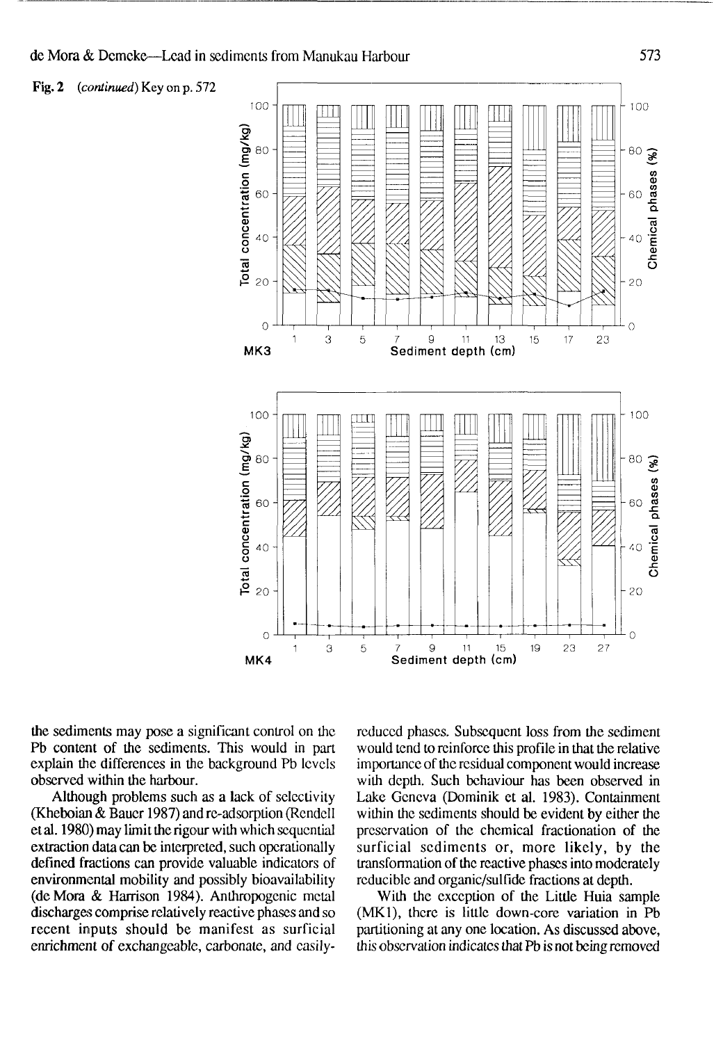Fig. 2 (*continued*) Key on p. 572

the sediments may pose a significant control on the Pb content of the sediments. This would in part explain the differences in the background Pb levels observed within the harbour.

Although problems such as a lack of selectivity (Kheboian & Bauer 1987) and re-adsorption (Rendell et al. 1980) may limit the rigour with which sequential extraction data can be interpreted, such operationally defined fractions can provide valuable indicators of environmental mobility and possibly bioavailability (de Mora & Harrison 1984). Anthropogenic metal discharges comprise relatively reactive phases and so recent inputs should be manifest as surficial enrichment of exchangeable, carbonate, and easily-reduced phases. Subsequent loss from the sediment would tend to reinforce this profile in that the relative importance of the residual component would increase with depth. Such behaviour has been observed in Lake Geneva (Dominik et al. 1983). Containment within the sediments should be evident by either the preservation of the chemical fractionation of the surficial sediments or, more likely, by the transformation of the reactive phases into moderately reducible and organic/sulfide fractions at depth.

With the exception of the Little Huia sample (MK1), there is little down-core variation in Pb partitioning at any one location. As discussed above, this observation indicates that Pb is not being removed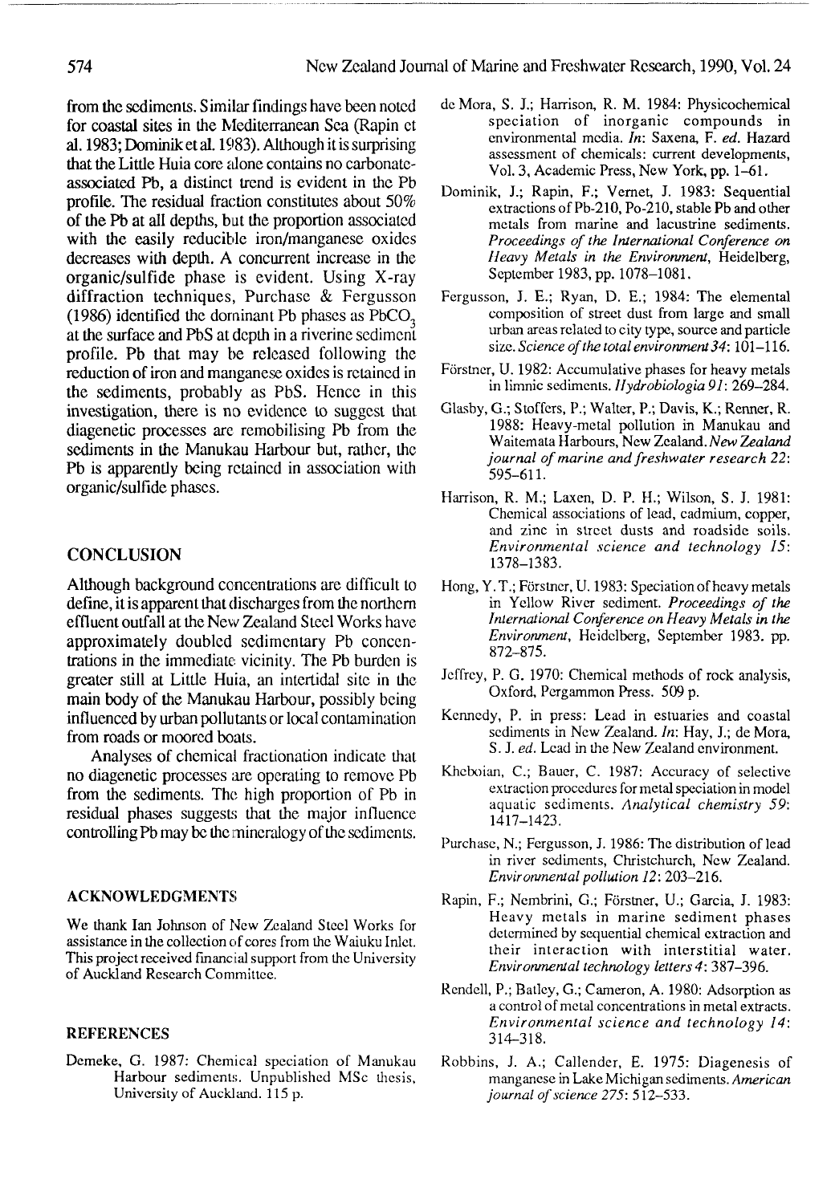from the sediments. Similar findings have been noted for coastal sites in the Mediterranean Sea (Rapin et al. 1983; Dominik et al. 1983). Although it is surprising that the Little Huia core alone contains no carbonate-associated Pb, a distinct trend is evident in the Pb profile. The residual fraction constitutes about 50% of the Pb at all depths, but the proportion associated with the easily reducible iron/manganese oxides decreases with depth. A concurrent increase in the organic/sulfide phase is evident. Using X-ray diffraction techniques, Purchase & Fergusson (1986) identified the dominant Pb phases as $PbCO_3$ at the surface and PbS at depth in a riverine sediment profile. Pb that may be released following the reduction of iron and manganese oxides is retained in the sediments, probably as PbS. Hence in this investigation, there is no evidence to suggest that diagenetic processes are remobilising Pb from the sediments in the Manukau Harbour but, rather, the Pb is apparently being retained in association with organic/sulfide phases.

## CONCLUSION

Although background concentrations are difficult to define, it is apparent that discharges from the northern effluent outfall at the New Zealand Steel Works have approximately doubled sedimentary Pb concentrations in the immediate vicinity. The Pb burden is greater still at Little Huia, an intertidal site in the main body of the Manukau Harbour, possibly being influenced by urban pollutants or local contamination from roads or moored boats.

Analyses of chemical fractionation indicate that no diagenetic processes are operating to remove Pb from the sediments. The high proportion of Pb in residual phases suggests that the major influence controlling Pb may be the mineralogy of the sediments.

### ACKNOWLEDGMENTS

We thank Ian Johnson of New Zealand Steel Works for assistance in the collection of cores from the Waiuku Inlet. This project received financial support from the University of Auckland Research Committee.

### REFERENCES

Demeke, G. 1987: Chemical speciation of Manukau Harbour sediments. Unpublished MSc thesis, University of Auckland. 115 p.

de Mora, S. J.; Harrison, R. M. 1984: Physicochemical speciation of inorganic compounds in environmental media. *In*: Saxena, F. *ed*. Hazard assessment of chemicals: current developments, Vol. 3, Academic Press, New York, pp. 1–61.

Dominik, J.; Rapin, F.; Vernet, J. 1983: Sequential extractions of Pb-210, Po-210, stable Pb and other metals from marine and lacustrine sediments. *Proceedings of the International Conference on Heavy Metals in the Environment*, Heidelberg, September 1983, pp. 1078–1081.

Fergusson, J. E.; Ryan, D. E.; 1984: The elemental composition of street dust from large and small urban areas related to city type, source and particle size. *Science of the total environment 34*: 101–116.

Förstner, U. 1982: Accumulative phases for heavy metals in limnic sediments. *Hydrobiologia 91*: 269–284.

Glasby, G.; Stoffers, P.; Walter, P.; Davis, K.; Renner, R. 1988: Heavy-metal pollution in Manukau and Waitemata Harbours, New Zealand. *New Zealand journal of marine and freshwater research 22*: 595–611.

Harrison, R. M.; Laxen, D. P. H.; Wilson, S. J. 1981: Chemical associations of lead, cadmium, copper, and zinc in street dusts and roadside soils. *Environmental science and technology 15*: 1378–1383.

Hong, Y. T.; Förstner, U. 1983: Speciation of heavy metals in Yellow River sediment. *Proceedings of the International Conference on Heavy Metals in the Environment*, Heidelberg, September 1983. pp. 872–875.

Jeffrey, P. G. 1970: Chemical methods of rock analysis, Oxford, Pergammon Press. 509 p.

Kennedy, P. in press: Lead in estuaries and coastal sediments in New Zealand. *In*: Hay, J.; de Mora, S. J. *ed*. Lead in the New Zealand environment.

Kheboian, C.; Bauer, C. 1987: Accuracy of selective extraction procedures for metal speciation in model aquatic sediments. *Analytical chemistry 59*: 1417–1423.

Purchase, N.; Fergusson, J. 1986: The distribution of lead in river sediments, Christchurch, New Zealand. *Environmental pollution 12*: 203–216.

Rapin, F.; Nembrini, G.; Förstner, U.; Garcia, J. 1983: Heavy metals in marine sediment phases determined by sequential chemical extraction and their interaction with interstitial water. *Environmental technology letters 4*: 387–396.

Rendell, P.; Batley, G.; Cameron, A. 1980: Adsorption as a control of metal concentrations in metal extracts. *Environmental science and technology 14*: 314–318.

Robbins, J. A.; Callender, E. 1975: Diagenesis of manganese in Lake Michigan sediments. *American journal of science 275*: 512–533.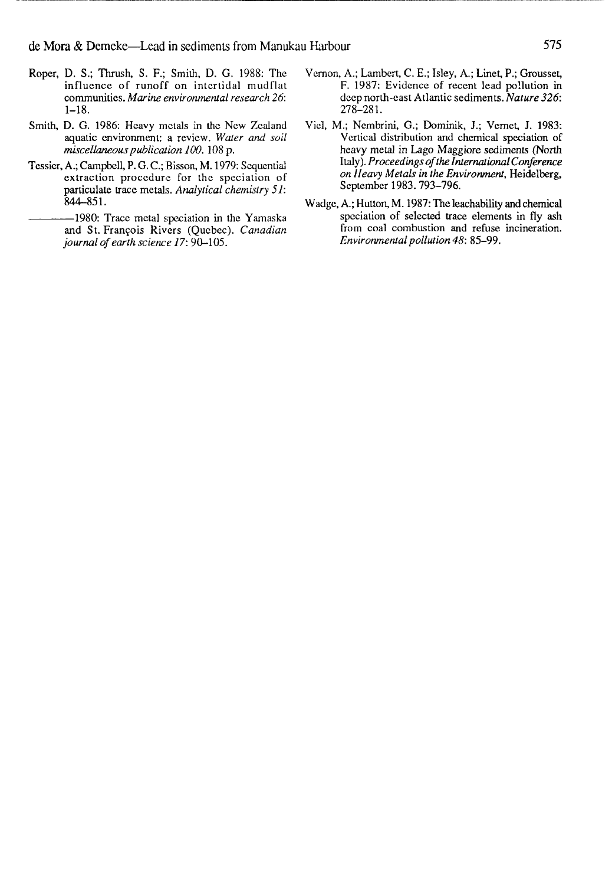Roper, D. S.; Thrush, S. F.; Smith, D. G. 1988: The influence of runoff on intertidal mudflat communities. *Marine environmental research 26*: 1–18.

Smith, D. G. 1986: Heavy metals in the New Zealand aquatic environment: a review. *Water and soil miscellaneous publication 100*. 108 p.

Tessier, A.; Campbell, P. G. C.; Bisson, M. 1979: Sequential extraction procedure for the speciation of particulate trace metals. *Analytical chemistry 51*: 844–851.

———1980: Trace metal speciation in the Yamaska and St. François Rivers (Quebec). *Canadian journal of earth science 17*: 90–105.

Vernon, A.; Lambert, C. E.; Isley, A.; Linet, P.; Grousset, F. 1987: Evidence of recent lead pollution in deep north-east Atlantic sediments. *Nature 326*: 278–281.

Viel, M.; Nembrini, G.; Dominik, J.; Vernet, J. 1983: Vertical distribution and chemical speciation of heavy metal in Lago Maggiore sediments (North Italy). *Proceedings of the International Conference on Heavy Metals in the Environment*, Heidelberg, September 1983. 793–796.

Wadge, A.; Hutton, M. 1987: The leachability and chemical speciation of selected trace elements in fly ash from coal combustion and refuse incineration. *Environmental pollution 48*: 85–99.